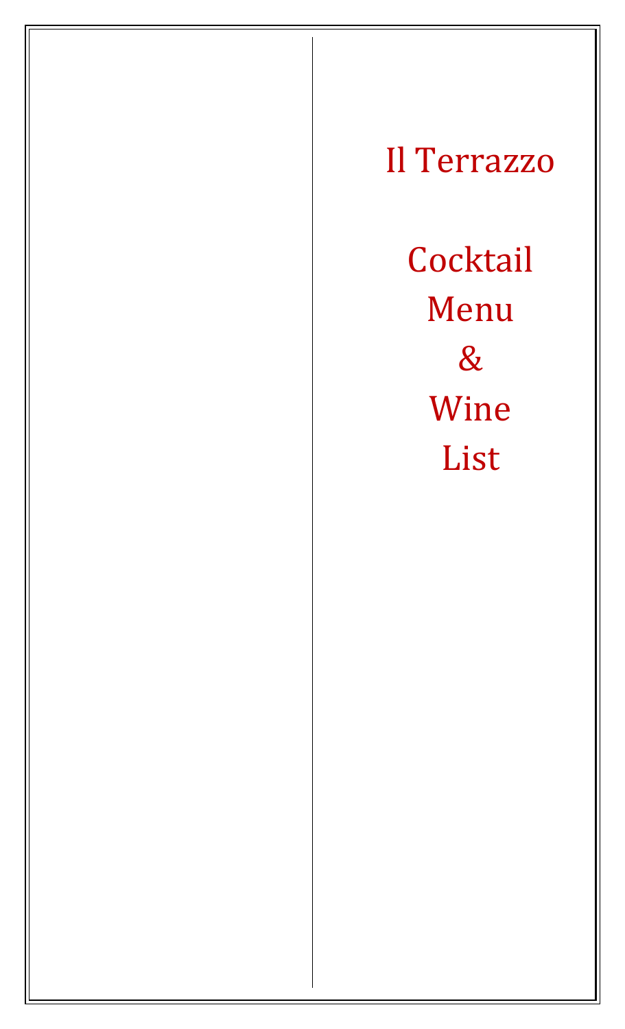# Il Terrazzo

## Cocktail Menu & Wine List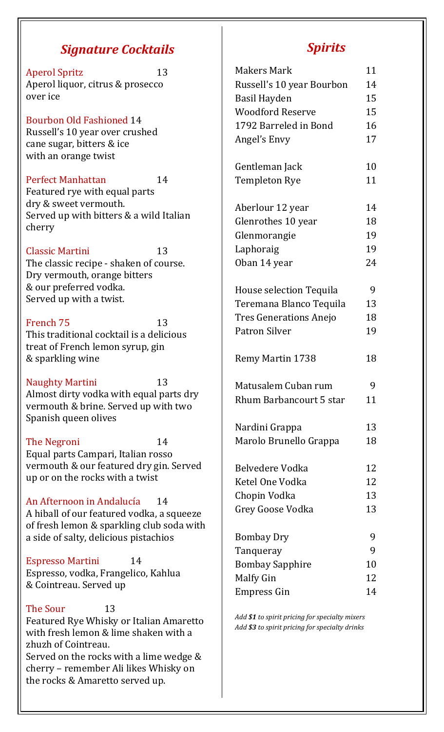## *Signature Cocktails*

**Aperol Spritz** 13
Aperol liquor, citrus & prosecco over ice

**Bourbon Old Fashioned** 14
Russell's 10 year over crushed cane sugar, bitters & ice with an orange twist

**Perfect Manhattan** 14
Featured rye with equal parts dry & sweet vermouth.
Served up with bitters & a wild Italian cherry

**Classic Martini** 13
The classic recipe - shaken of course.
Dry vermouth, orange bitters & our preferred vodka.
Served up with a twist.

**French 75** 13
This traditional cocktail is a delicious treat of French lemon syrup, gin & sparkling wine

**Naughty Martini** 13
Almost dirty vodka with equal parts dry vermouth & brine. Served up with two Spanish queen olives

**The Negroni** 14
Equal parts Campari, Italian rosso vermouth & our featured dry gin. Served up or on the rocks with a twist

**An Afternoon in Andalucía** 14
A hiball of our featured vodka, a squeeze of fresh lemon & sparkling club soda with a side of salty, delicious pistachios

**Espresso Martini** 14
Espresso, vodka, Frangelico, Kahlua & Cointreau. Served up

**The Sour** 13
Featured Rye Whisky or Italian Amaretto with fresh lemon & lime shaken with a zhuzh of Cointreau.
Served on the rocks with a lime wedge & cherry – remember Ali likes Whisky on the rocks & Amaretto served up.

## *Spirits*

| | |
|---|---|
| Makers Mark | 11 |
| Russell's 10 year Bourbon | 14 |
| Basil Hayden | 15 |
| Woodford Reserve | 15 |
| 1792 Barreled in Bond | 16 |
| Angel's Envy | 17 |
| | |
| Gentleman Jack | 10 |
| Templeton Rye | 11 |
| | |
| Aberlour 12 year | 14 |
| Glenrothes 10 year | 18 |
| Glenmorangie | 19 |
| Laphoraig | 19 |
| Oban 14 year | 24 |
| | |
| House selection Tequila | 9 |
| Teremana Blanco Tequila | 13 |
| Tres Generations Anejo | 18 |
| Patron Silver | 19 |
| | |
| Remy Martin 1738 | 18 |
| | |
| Matusalem Cuban rum | 9 |
| Rhum Barbancourt 5 star | 11 |
| | |
| Nardini Grappa | 13 |
| Marolo Brunello Grappa | 18 |
| | |
| Belvedere Vodka | 12 |
| Ketel One Vodka | 12 |
| Chopin Vodka | 13 |
| Grey Goose Vodka | 13 |
| | |
| Bombay Dry | 9 |
| Tanqueray | 9 |
| Bombay Sapphire | 10 |
| Malfy Gin | 12 |
| Empress Gin | 14 |

*Add **$1** to spirit pricing for specialty mixers*
*Add **$3** to spirit pricing for specialty drinks*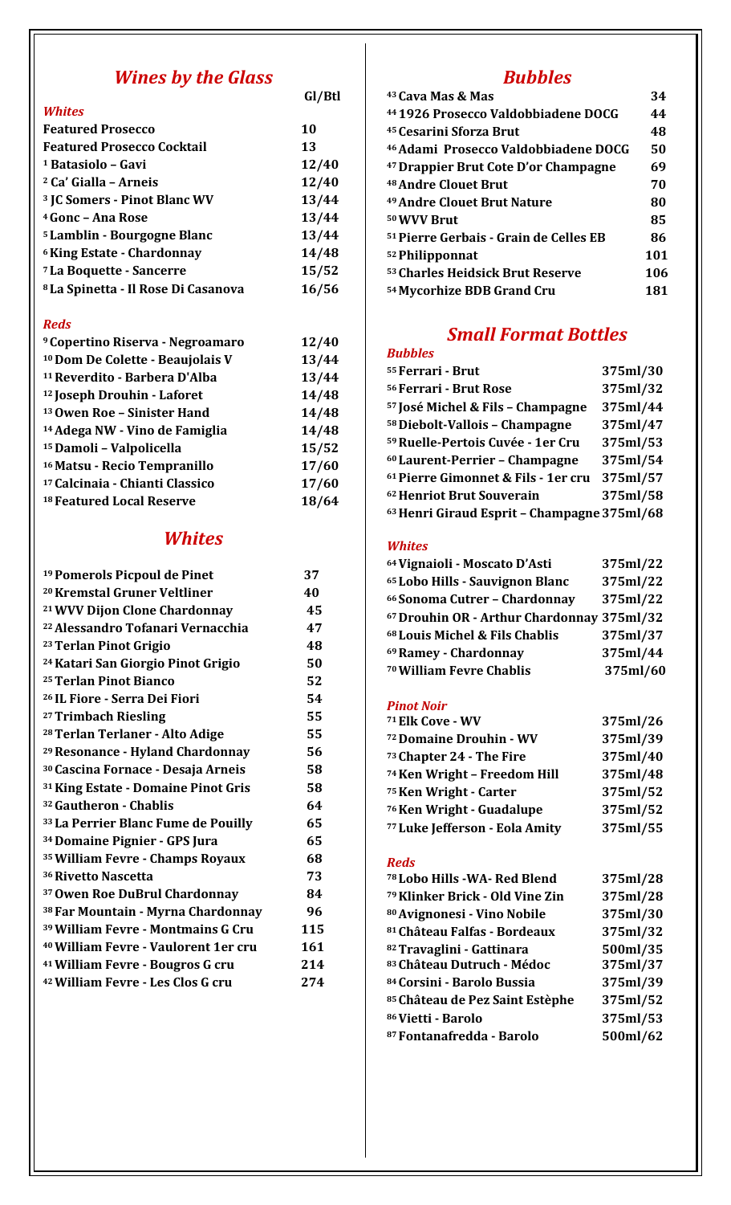## *Wines by the Glass*

| | Gl/Btl |
|---|---|
| ***Whites*** | |
| **Featured Prosecco** | **10** |
| **Featured Prosecco Cocktail** | **13** |
| **[1] Batasiolo – Gavi** | **12/40** |
| **[2] Ca' Gialla – Arneis** | **12/40** |
| **[3] JC Somers - Pinot Blanc WV** | **13/44** |
| **[4] Gonc – Ana Rose** | **13/44** |
| **[5] Lamblin - Bourgogne Blanc** | **13/44** |
| **[6] King Estate - Chardonnay** | **14/48** |
| **[7] La Boquette - Sancerre** | **15/52** |
| **[8] La Spinetta - Il Rose Di Casanova** | **16/56** |
| ***Reds*** | |
| **[9] Copertino Riserva - Negroamaro** | **12/40** |
| **[10] Dom De Colette - Beaujolais V** | **13/44** |
| **[11] Reverdito - Barbera D'Alba** | **13/44** |
| **[12] Joseph Drouhin - Laforet** | **14/48** |
| **[13] Owen Roe – Sinister Hand** | **14/48** |
| **[14] Adega NW - Vino de Famiglia** | **14/48** |
| **[15] Damoli – Valpolicella** | **15/52** |
| **[16] Matsu - Recio Tempranillo** | **17/60** |
| **[17] Calcinaia - Chianti Classico** | **17/60** |
| **[18] Featured Local Reserve** | **18/64** |

## *Whites*

| | |
|---|---|
| **[19] Pomerols Picpoul de Pinet** | **37** |
| **[20] Kremstal Gruner Veltliner** | **40** |
| **[21] WVV Dijon Clone Chardonnay** | **45** |
| **[22] Alessandro Tofanari Vernacchia** | **47** |
| **[23] Terlan Pinot Grigio** | **48** |
| **[24] Katari San Giorgio Pinot Grigio** | **50** |
| **[25] Terlan Pinot Bianco** | **52** |
| **[26] IL Fiore - Serra Dei Fiori** | **54** |
| **[27] Trimbach Riesling** | **55** |
| **[28] Terlan Terlaner - Alto Adige** | **55** |
| **[29] Resonance - Hyland Chardonnay** | **56** |
| **[30] Cascina Fornace - Desaja Arneis** | **58** |
| **[31] King Estate - Domaine Pinot Gris** | **58** |
| **[32] Gautheron - Chablis** | **64** |
| **[33] La Perrier Blanc Fume de Pouilly** | **65** |
| **[34] Domaine Pignier - GPS Jura** | **65** |
| **[35] William Fevre - Champs Royaux** | **68** |
| **[36] Rivetto Nascetta** | **73** |
| **[37] Owen Roe DuBrul Chardonnay** | **84** |
| **[38] Far Mountain - Myrna Chardonnay** | **96** |
| **[39] William Fevre - Montmains G Cru** | **115** |
| **[40] William Fevre - Vaulorent 1er cru** | **161** |
| **[41] William Fevre - Bougros G cru** | **214** |
| **[42] William Fevre - Les Clos G cru** | **274** |

## *Bubbles*

| | |
|---|---|
| **[43] Cava Mas & Mas** | **34** |
| **[44] 1926 Prosecco Valdobbiadene DOCG** | **44** |
| **[45] Cesarini Sforza Brut** | **48** |
| **[46] Adami Prosecco Valdobbiadene DOCG** | **50** |
| **[47] Drappier Brut Cote D'or Champagne** | **69** |
| **[48] Andre Clouet Brut** | **70** |
| **[49] Andre Clouet Brut Nature** | **80** |
| **[50] WVV Brut** | **85** |
| **[51] Pierre Gerbais - Grain de Celles EB** | **86** |
| **[52] Philipponnat** | **101** |
| **[53] Charles Heidsick Brut Reserve** | **106** |
| **[54] Mycorhize BDB Grand Cru** | **181** |

## *Small Format Bottles*

| | |
|---|---|
| ***Bubbles*** | |
| **[55] Ferrari - Brut** | **375ml/30** |
| **[56] Ferrari - Brut Rose** | **375ml/32** |
| **[57] José Michel & Fils – Champagne** | **375ml/44** |
| **[58] Diebolt-Vallois – Champagne** | **375ml/47** |
| **[59] Ruelle-Pertois Cuvée - 1er Cru** | **375ml/53** |
| **[60] Laurent-Perrier – Champagne** | **375ml/54** |
| **[61] Pierre Gimonnet & Fils - 1er cru** | **375ml/57** |
| **[62] Henriot Brut Souverain** | **375ml/58** |
| **[63] Henri Giraud Esprit – Champagne** | **375ml/68** |
| ***Whites*** | |
| **[64] Vignaioli - Moscato D'Asti** | **375ml/22** |
| **[65] Lobo Hills - Sauvignon Blanc** | **375ml/22** |
| **[66] Sonoma Cutrer – Chardonnay** | **375ml/22** |
| **[67] Drouhin OR - Arthur Chardonnay** | **375ml/32** |
| **[68] Louis Michel & Fils Chablis** | **375ml/37** |
| **[69] Ramey - Chardonnay** | **375ml/44** |
| **[70] William Fevre Chablis** | **375ml/60** |
| ***Pinot Noir*** | |
| **[71] Elk Cove - WV** | **375ml/26** |
| **[72] Domaine Drouhin - WV** | **375ml/39** |
| **[73] Chapter 24 - The Fire** | **375ml/40** |
| **[74] Ken Wright – Freedom Hill** | **375ml/48** |
| **[75] Ken Wright - Carter** | **375ml/52** |
| **[76] Ken Wright - Guadalupe** | **375ml/52** |
| **[77] Luke Jefferson - Eola Amity** | **375ml/55** |
| ***Reds*** | |
| **[78] Lobo Hills -WA- Red Blend** | **375ml/28** |
| **[79] Klinker Brick - Old Vine Zin** | **375ml/28** |
| **[80] Avignonesi - Vino Nobile** | **375ml/30** |
| **[81] Château Falfas - Bordeaux** | **375ml/32** |
| **[82] Travaglini - Gattinara** | **500ml/35** |
| **[83] Château Dutruch - Médoc** | **375ml/37** |
| **[84] Corsini - Barolo Bussia** | **375ml/39** |
| **[85] Château de Pez Saint Estèphe** | **375ml/52** |
| **[86] Vietti - Barolo** | **375ml/53** |
| **[87] Fontanafredda - Barolo** | **500ml/62** |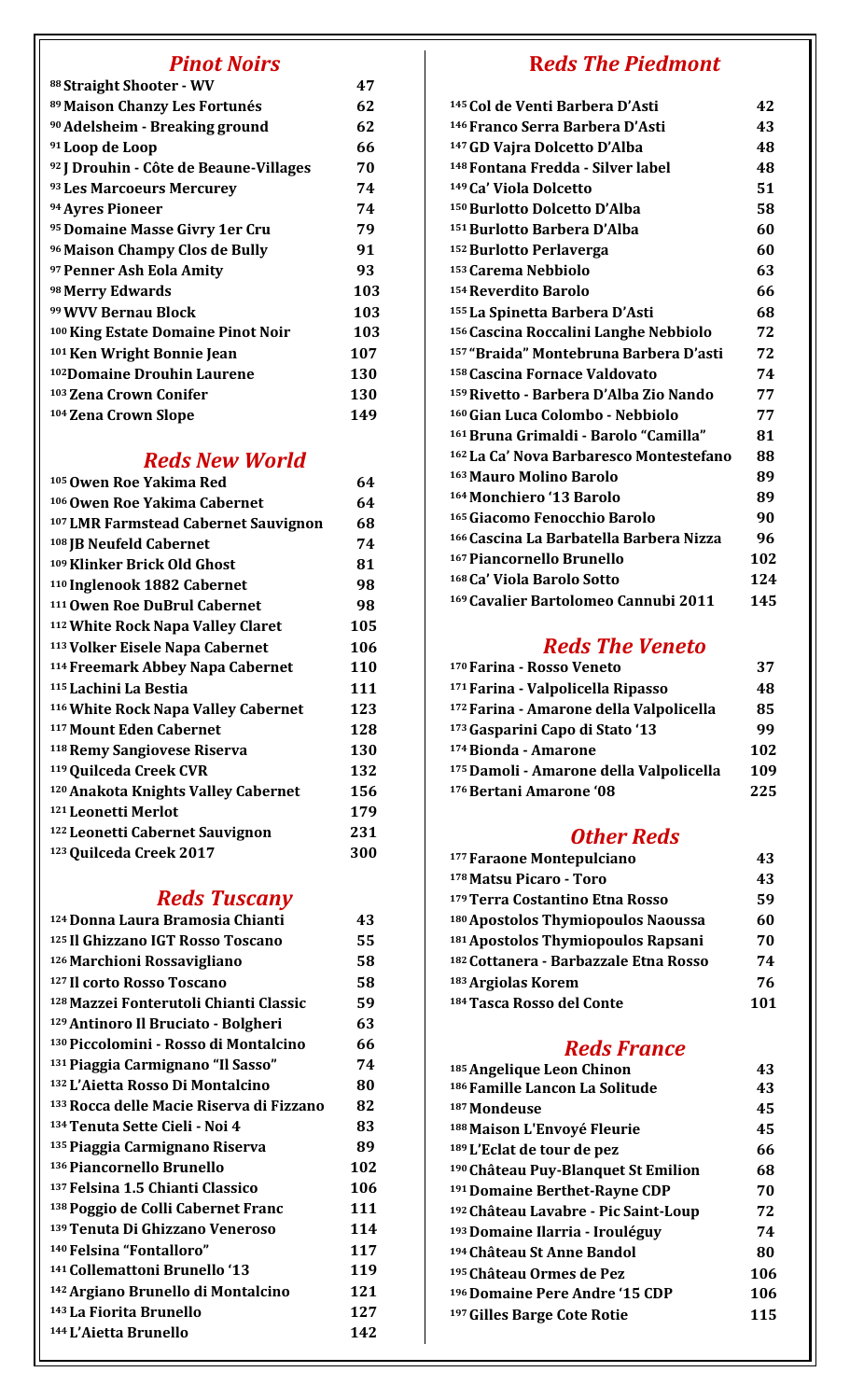## *Pinot Noirs*

| | |
|---|---|
| 88 Straight Shooter - WV | 47 |
| 89 Maison Chanzy Les Fortunés | 62 |
| 90 Adelsheim - Breaking ground | 62 |
| 91 Loop de Loop | 66 |
| 92 J Drouhin - Côte de Beaune-Villages | 70 |
| 93 Les Marcoeurs Mercurey | 74 |
| 94 Ayres Pioneer | 74 |
| 95 Domaine Masse Givry 1er Cru | 79 |
| 96 Maison Champy Clos de Bully | 91 |
| 97 Penner Ash Eola Amity | 93 |
| 98 Merry Edwards | 103 |
| 99 WVV Bernau Block | 103 |
| 100 King Estate Domaine Pinot Noir | 103 |
| 101 Ken Wright Bonnie Jean | 107 |
| 102 Domaine Drouhin Laurene | 130 |
| 103 Zena Crown Conifer | 130 |
| 104 Zena Crown Slope | 149 |

## *Reds New World*

| | |
|---|---|
| 105 Owen Roe Yakima Red | 64 |
| 106 Owen Roe Yakima Cabernet | 64 |
| 107 LMR Farmstead Cabernet Sauvignon | 68 |
| 108 JB Neufeld Cabernet | 74 |
| 109 Klinker Brick Old Ghost | 81 |
| 110 Inglenook 1882 Cabernet | 98 |
| 111 Owen Roe DuBrul Cabernet | 98 |
| 112 White Rock Napa Valley Claret | 105 |
| 113 Volker Eisele Napa Cabernet | 106 |
| 114 Freemark Abbey Napa Cabernet | 110 |
| 115 Lachini La Bestia | 111 |
| 116 White Rock Napa Valley Cabernet | 123 |
| 117 Mount Eden Cabernet | 128 |
| 118 Remy Sangiovese Riserva | 130 |
| 119 Quilceda Creek CVR | 132 |
| 120 Anakota Knights Valley Cabernet | 156 |
| 121 Leonetti Merlot | 179 |
| 122 Leonetti Cabernet Sauvignon | 231 |
| 123 Quilceda Creek 2017 | 300 |

## *Reds Tuscany*

| | |
|---|---|
| 124 Donna Laura Bramosia Chianti | 43 |
| 125 Il Ghizzano IGT Rosso Toscano | 55 |
| 126 Marchioni Rossavigliano | 58 |
| 127 Il corto Rosso Toscano | 58 |
| 128 Mazzei Fonterutoli Chianti Classic | 59 |
| 129 Antinoro Il Bruciato - Bolgheri | 63 |
| 130 Piccolomini - Rosso di Montalcino | 66 |
| 131 Piaggia Carmignano "Il Sasso" | 74 |
| 132 L'Aietta Rosso Di Montalcino | 80 |
| 133 Rocca delle Macie Riserva di Fizzano | 82 |
| 134 Tenuta Sette Cieli - Noi 4 | 83 |
| 135 Piaggia Carmignano Riserva | 89 |
| 136 Piancornello Brunello | 102 |
| 137 Felsina 1.5 Chianti Classico | 106 |
| 138 Poggio de Colli Cabernet Franc | 111 |
| 139 Tenuta Di Ghizzano Veneroso | 114 |
| 140 Felsina "Fontalloro" | 117 |
| 141 Collemattoni Brunello '13 | 119 |
| 142 Argiano Brunello di Montalcino | 121 |
| 143 La Fiorita Brunello | 127 |
| 144 L'Aietta Brunello | 142 |

## *Reds The Piedmont*

| | |
|---|---|
| 145 Col de Venti Barbera D'Asti | 42 |
| 146 Franco Serra Barbera D'Asti | 43 |
| 147 GD Vajra Dolcetto D'Alba | 48 |
| 148 Fontana Fredda - Silver label | 48 |
| 149 Ca' Viola Dolcetto | 51 |
| 150 Burlotto Dolcetto D'Alba | 58 |
| 151 Burlotto Barbera D'Alba | 60 |
| 152 Burlotto Perlaverga | 60 |
| 153 Carema Nebbiolo | 63 |
| 154 Reverdito Barolo | 66 |
| 155 La Spinetta Barbera D'Asti | 68 |
| 156 Cascina Roccalini Langhe Nebbiolo | 72 |
| 157 "Braida" Montebruna Barbera D'asti | 72 |
| 158 Cascina Fornace Valdovato | 74 |
| 159 Rivetto - Barbera D'Alba Zio Nando | 77 |
| 160 Gian Luca Colombo - Nebbiolo | 77 |
| 161 Bruna Grimaldi - Barolo "Camilla" | 81 |
| 162 La Ca' Nova Barbaresco Montestefano | 88 |
| 163 Mauro Molino Barolo | 89 |
| 164 Monchiero '13 Barolo | 89 |
| 165 Giacomo Fenocchio Barolo | 90 |
| 166 Cascina La Barbatella Barbera Nizza | 96 |
| 167 Piancornello Brunello | 102 |
| 168 Ca' Viola Barolo Sotto | 124 |
| 169 Cavalier Bartolomeo Cannubi 2011 | 145 |

## *Reds The Veneto*

| | |
|---|---|
| 170 Farina - Rosso Veneto | 37 |
| 171 Farina - Valpolicella Ripasso | 48 |
| 172 Farina - Amarone della Valpolicella | 85 |
| 173 Gasparini Capo di Stato '13 | 99 |
| 174 Bionda - Amarone | 102 |
| 175 Damoli - Amarone della Valpolicella | 109 |
| 176 Bertani Amarone '08 | 225 |

## *Other Reds*

| | |
|---|---|
| 177 Faraone Montepulciano | 43 |
| 178 Matsu Picaro - Toro | 43 |
| 179 Terra Costantino Etna Rosso | 59 |
| 180 Apostolos Thymiopoulos Naoussa | 60 |
| 181 Apostolos Thymiopoulos Rapsani | 70 |
| 182 Cottanera - Barbazzale Etna Rosso | 74 |
| 183 Argiolas Korem | 76 |
| 184 Tasca Rosso del Conte | 101 |

## *Reds France*

| | |
|---|---|
| 185 Angelique Leon Chinon | 43 |
| 186 Famille Lancon La Solitude | 43 |
| 187 Mondeuse | 45 |
| 188 Maison L'Envoyé Fleurie | 45 |
| 189 L'Eclat de tour de pez | 66 |
| 190 Château Puy-Blanquet St Emilion | 68 |
| 191 Domaine Berthet-Rayne CDP | 70 |
| 192 Château Lavabre - Pic Saint-Loup | 72 |
| 193 Domaine Ilarria - Irouléguy | 74 |
| 194 Château St Anne Bandol | 80 |
| 195 Château Ormes de Pez | 106 |
| 196 Domaine Pere Andre '15 CDP | 106 |
| 197 Gilles Barge Cote Rotie | 115 |